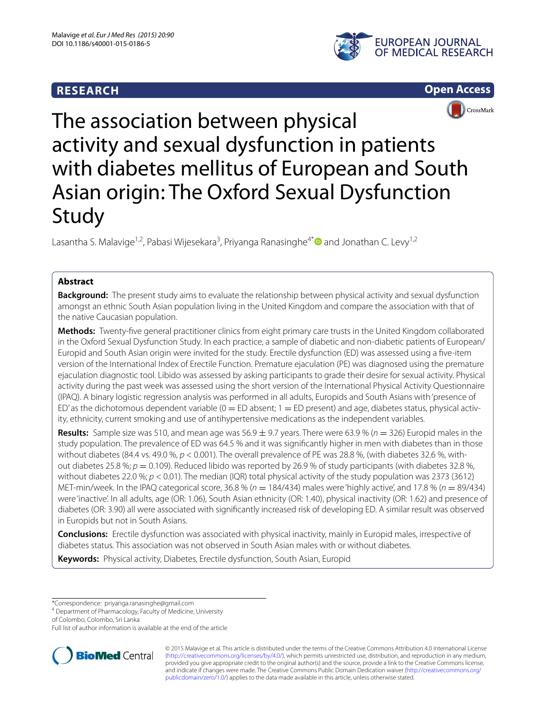RESEARCH

Open Access

# The association between physical activity and sexual dysfunction in patients with diabetes mellitus of European and South Asian origin: The Oxford Sexual Dysfunction Study

Lasantha S. Malavige[1,2], Pabasi Wijesekara[3], Priyanga Ranasinghe[4*] and Jonathan C. Levy[1,2]

## Abstract

**Background:** The present study aims to evaluate the relationship between physical activity and sexual dysfunction amongst an ethnic South Asian population living in the United Kingdom and compare the association with that of the native Caucasian population.

**Methods:** Twenty-five general practitioner clinics from eight primary care trusts in the United Kingdom collaborated in the Oxford Sexual Dysfunction Study. In each practice, a sample of diabetic and non-diabetic patients of European/Europid and South Asian origin were invited for the study. Erectile dysfunction (ED) was assessed using a five-item version of the International Index of Erectile Function. Premature ejaculation (PE) was diagnosed using the premature ejaculation diagnostic tool. Libido was assessed by asking participants to grade their desire for sexual activity. Physical activity during the past week was assessed using the short version of the International Physical Activity Questionnaire (IPAQ). A binary logistic regression analysis was performed in all adults, Europids and South Asians with 'presence of ED' as the dichotomous dependent variable (0 = ED absent; 1 = ED present) and age, diabetes status, physical activity, ethnicity, current smoking and use of antihypertensive medications as the independent variables.

**Results:** Sample size was 510, and mean age was 56.9 ± 9.7 years. There were 63.9 % ($n = 326$) Europid males in the study population. The prevalence of ED was 64.5 % and it was significantly higher in men with diabetes than in those without diabetes (84.4 vs. 49.0 %, $p < 0.001$). The overall prevalence of PE was 28.8 %, (with diabetes 32.6 %, without diabetes 25.8 %; $p = 0.109$). Reduced libido was reported by 26.9 % of study participants (with diabetes 32.8 %, without diabetes 22.0 %; $p < 0.01$). The median (IQR) total physical activity of the study population was 2373 (3612) MET-min/week. In the IPAQ categorical score, 36.8 % ($n = 184/434$) males were 'highly active', and 17.8 % ($n = 89/434$) were 'inactive'. In all adults, age (OR: 1.06), South Asian ethnicity (OR: 1.40), physical inactivity (OR: 1.62) and presence of diabetes (OR: 3.90) all were associated with significantly increased risk of developing ED. A similar result was observed in Europids but not in South Asians.

**Conclusions:** Erectile dysfunction was associated with physical inactivity, mainly in Europid males, irrespective of diabetes status. This association was not observed in South Asian males with or without diabetes.

**Keywords:** Physical activity, Diabetes, Erectile dysfunction, South Asian, Europid

*Correspondence: priyanga.ranasinghe@gmail.com
[4] Department of Pharmacology, Faculty of Medicine, University of Colombo, Colombo, Sri Lanka
Full list of author information is available at the end of the article

© 2015 Malavige et al. This article is distributed under the terms of the Creative Commons Attribution 4.0 International License (http://creativecommons.org/licenses/by/4.0/), which permits unrestricted use, distribution, and reproduction in any medium, provided you give appropriate credit to the original author(s) and the source, provide a link to the Creative Commons license, and indicate if changes were made. The Creative Commons Public Domain Dedication waiver (http://creativecommons.org/publicdomain/zero/1.0/) applies to the data made available in this article, unless otherwise stated.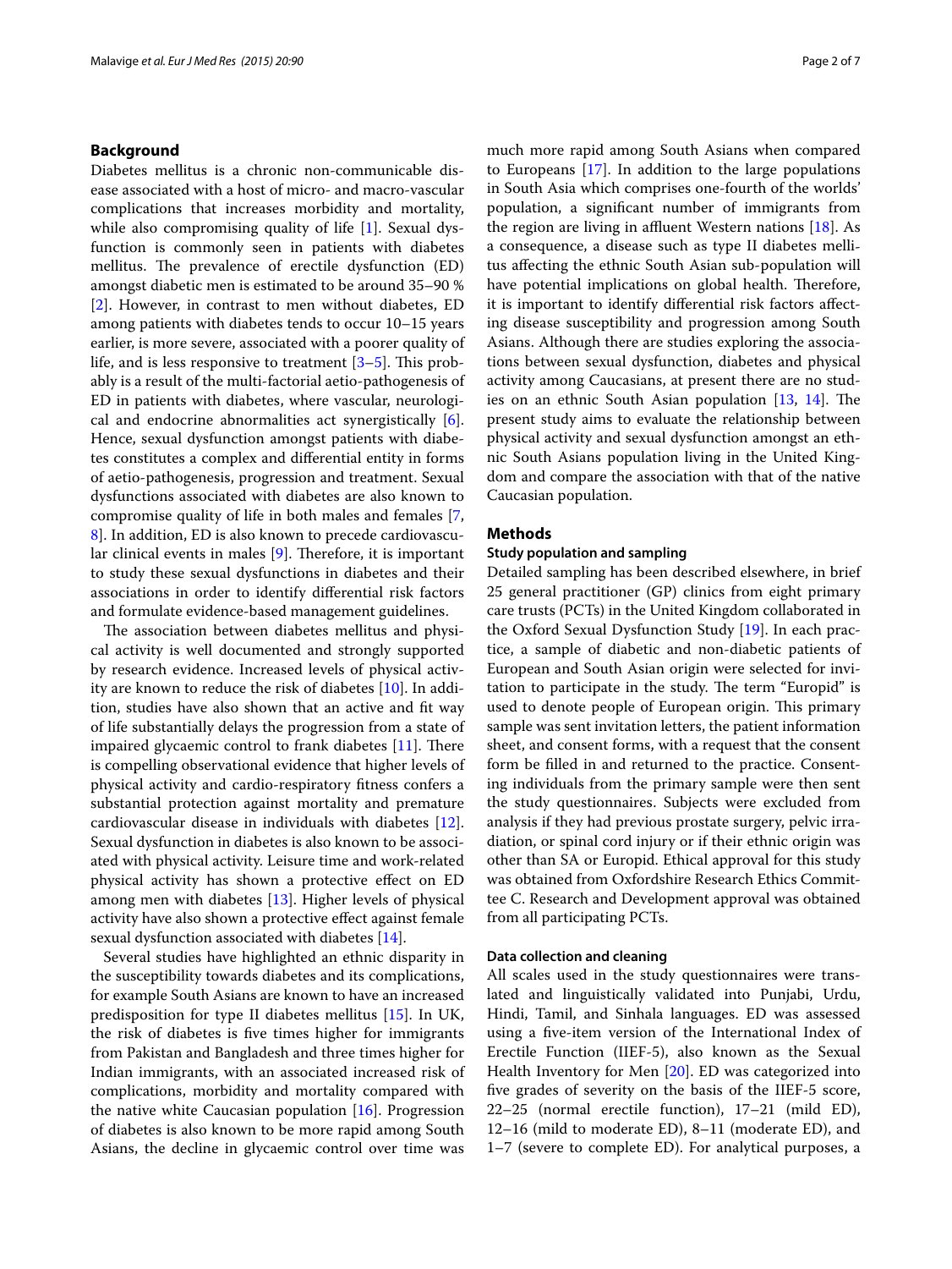## Background

Diabetes mellitus is a chronic non-communicable disease associated with a host of micro- and macro-vascular complications that increases morbidity and mortality, while also compromising quality of life [1]. Sexual dysfunction is commonly seen in patients with diabetes mellitus. The prevalence of erectile dysfunction (ED) amongst diabetic men is estimated to be around 35–90 % [2]. However, in contrast to men without diabetes, ED among patients with diabetes tends to occur 10–15 years earlier, is more severe, associated with a poorer quality of life, and is less responsive to treatment [3–5]. This probably is a result of the multi-factorial aetio-pathogenesis of ED in patients with diabetes, where vascular, neurological and endocrine abnormalities act synergistically [6]. Hence, sexual dysfunction amongst patients with diabetes constitutes a complex and differential entity in forms of aetio-pathogenesis, progression and treatment. Sexual dysfunctions associated with diabetes are also known to compromise quality of life in both males and females [7, 8]. In addition, ED is also known to precede cardiovascular clinical events in males [9]. Therefore, it is important to study these sexual dysfunctions in diabetes and their associations in order to identify differential risk factors and formulate evidence-based management guidelines.

The association between diabetes mellitus and physical activity is well documented and strongly supported by research evidence. Increased levels of physical activity are known to reduce the risk of diabetes [10]. In addition, studies have also shown that an active and fit way of life substantially delays the progression from a state of impaired glycaemic control to frank diabetes [11]. There is compelling observational evidence that higher levels of physical activity and cardio-respiratory fitness confers a substantial protection against mortality and premature cardiovascular disease in individuals with diabetes [12]. Sexual dysfunction in diabetes is also known to be associated with physical activity. Leisure time and work-related physical activity has shown a protective effect on ED among men with diabetes [13]. Higher levels of physical activity have also shown a protective effect against female sexual dysfunction associated with diabetes [14].

Several studies have highlighted an ethnic disparity in the susceptibility towards diabetes and its complications, for example South Asians are known to have an increased predisposition for type II diabetes mellitus [15]. In UK, the risk of diabetes is five times higher for immigrants from Pakistan and Bangladesh and three times higher for Indian immigrants, with an associated increased risk of complications, morbidity and mortality compared with the native white Caucasian population [16]. Progression of diabetes is also known to be more rapid among South Asians, the decline in glycaemic control over time was much more rapid among South Asians when compared to Europeans [17]. In addition to the large populations in South Asia which comprises one-fourth of the worlds' population, a significant number of immigrants from the region are living in affluent Western nations [18]. As a consequence, a disease such as type II diabetes mellitus affecting the ethnic South Asian sub-population will have potential implications on global health. Therefore, it is important to identify differential risk factors affecting disease susceptibility and progression among South Asians. Although there are studies exploring the associations between sexual dysfunction, diabetes and physical activity among Caucasians, at present there are no studies on an ethnic South Asian population [13, 14]. The present study aims to evaluate the relationship between physical activity and sexual dysfunction amongst an ethnic South Asians population living in the United Kingdom and compare the association with that of the native Caucasian population.

## Methods

### Study population and sampling

Detailed sampling has been described elsewhere, in brief 25 general practitioner (GP) clinics from eight primary care trusts (PCTs) in the United Kingdom collaborated in the Oxford Sexual Dysfunction Study [19]. In each practice, a sample of diabetic and non-diabetic patients of European and South Asian origin were selected for invitation to participate in the study. The term "Europid" is used to denote people of European origin. This primary sample was sent invitation letters, the patient information sheet, and consent forms, with a request that the consent form be filled in and returned to the practice. Consenting individuals from the primary sample were then sent the study questionnaires. Subjects were excluded from analysis if they had previous prostate surgery, pelvic irradiation, or spinal cord injury or if their ethnic origin was other than SA or Europid. Ethical approval for this study was obtained from Oxfordshire Research Ethics Committee C. Research and Development approval was obtained from all participating PCTs.

### Data collection and cleaning

All scales used in the study questionnaires were translated and linguistically validated into Punjabi, Urdu, Hindi, Tamil, and Sinhala languages. ED was assessed using a five-item version of the International Index of Erectile Function (IIEF-5), also known as the Sexual Health Inventory for Men [20]. ED was categorized into five grades of severity on the basis of the IIEF-5 score, 22–25 (normal erectile function), 17–21 (mild ED), 12–16 (mild to moderate ED), 8–11 (moderate ED), and 1–7 (severe to complete ED). For analytical purposes, a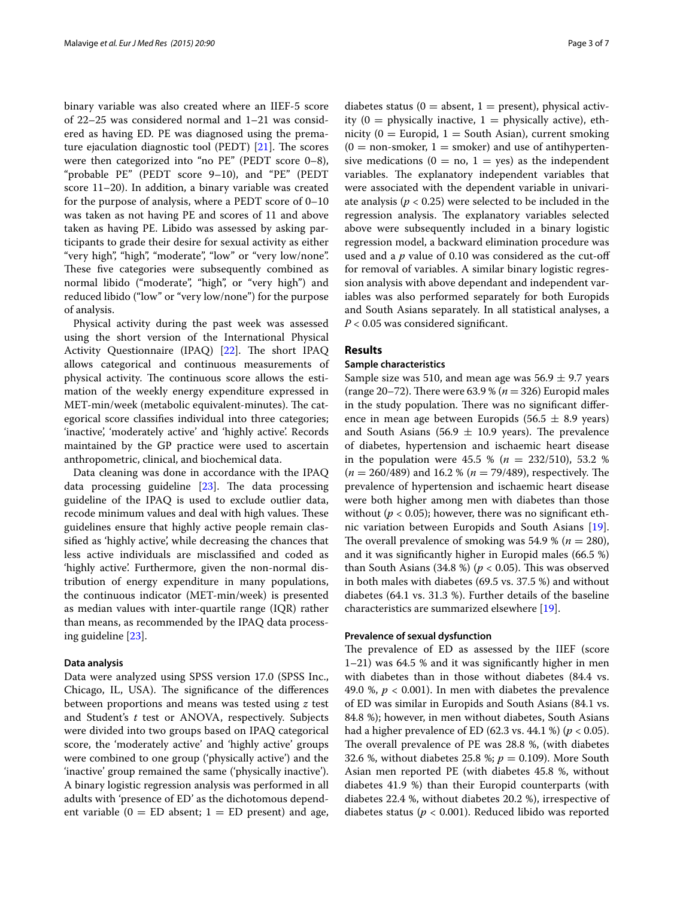binary variable was also created where an IIEF-5 score of 22–25 was considered normal and 1–21 was considered as having ED. PE was diagnosed using the premature ejaculation diagnostic tool (PEDT) [21]. The scores were then categorized into "no PE" (PEDT score 0–8), "probable PE" (PEDT score 9–10), and "PE" (PEDT score 11–20). In addition, a binary variable was created for the purpose of analysis, where a PEDT score of 0–10 was taken as not having PE and scores of 11 and above taken as having PE. Libido was assessed by asking participants to grade their desire for sexual activity as either "very high", "high", "moderate", "low" or "very low/none". These five categories were subsequently combined as normal libido ("moderate", "high", or "very high") and reduced libido ("low" or "very low/none") for the purpose of analysis.

Physical activity during the past week was assessed using the short version of the International Physical Activity Questionnaire (IPAQ) [22]. The short IPAQ allows categorical and continuous measurements of physical activity. The continuous score allows the estimation of the weekly energy expenditure expressed in MET-min/week (metabolic equivalent-minutes). The categorical score classifies individual into three categories; 'inactive', 'moderately active' and 'highly active'. Records maintained by the GP practice were used to ascertain anthropometric, clinical, and biochemical data.

Data cleaning was done in accordance with the IPAQ data processing guideline [23]. The data processing guideline of the IPAQ is used to exclude outlier data, recode minimum values and deal with high values. These guidelines ensure that highly active people remain classified as 'highly active', while decreasing the chances that less active individuals are misclassified and coded as 'highly active'. Furthermore, given the non-normal distribution of energy expenditure in many populations, the continuous indicator (MET-min/week) is presented as median values with inter-quartile range (IQR) rather than means, as recommended by the IPAQ data processing guideline [23].

### Data analysis

Data were analyzed using SPSS version 17.0 (SPSS Inc., Chicago, IL, USA). The significance of the differences between proportions and means was tested using *z* test and Student's *t* test or ANOVA, respectively. Subjects were divided into two groups based on IPAQ categorical score, the 'moderately active' and 'highly active' groups were combined to one group ('physically active') and the 'inactive' group remained the same ('physically inactive'). A binary logistic regression analysis was performed in all adults with 'presence of ED' as the dichotomous dependent variable (0 = ED absent; 1 = ED present) and age, diabetes status (0 = absent, 1 = present), physical activity (0 = physically inactive, 1 = physically active), ethnicity (0 = Europid, 1 = South Asian), current smoking (0 = non-smoker, 1 = smoker) and use of antihypertensive medications (0 = no, 1 = yes) as the independent variables. The explanatory independent variables that were associated with the dependent variable in univariate analysis ($p < 0.25$) were selected to be included in the regression analysis. The explanatory variables selected above were subsequently included in a binary logistic regression model, a backward elimination procedure was used and a $p$ value of 0.10 was considered as the cut-off for removal of variables. A similar binary logistic regression analysis with above dependant and independent variables was also performed separately for both Europids and South Asians separately. In all statistical analyses, a $P < 0.05$ was considered significant.

## Results

### Sample characteristics

Sample size was 510, and mean age was 56.9 ± 9.7 years (range 20–72). There were 63.9 % ($n = 326$) Europid males in the study population. There was no significant difference in mean age between Europids (56.5 ± 8.9 years) and South Asians (56.9 ± 10.9 years). The prevalence of diabetes, hypertension and ischaemic heart disease in the population were 45.5 % ($n$ = 232/510), 53.2 % ($n$ = 260/489) and 16.2 % ($n$ = 79/489), respectively. The prevalence of hypertension and ischaemic heart disease were both higher among men with diabetes than those without ($p < 0.05$); however, there was no significant ethnic variation between Europids and South Asians [19]. The overall prevalence of smoking was 54.9 % ($n = 280$), and it was significantly higher in Europid males (66.5 %) than South Asians (34.8 %) ($p < 0.05$). This was observed in both males with diabetes (69.5 vs. 37.5 %) and without diabetes (64.1 vs. 31.3 %). Further details of the baseline characteristics are summarized elsewhere [19].

### Prevalence of sexual dysfunction

The prevalence of ED as assessed by the IIEF (score 1–21) was 64.5 % and it was significantly higher in men with diabetes than in those without diabetes (84.4 vs. 49.0 %, $p < 0.001$). In men with diabetes the prevalence of ED was similar in Europids and South Asians (84.1 vs. 84.8 %); however, in men without diabetes, South Asians had a higher prevalence of ED (62.3 vs. 44.1 %) ($p < 0.05$). The overall prevalence of PE was 28.8 %, (with diabetes 32.6 %, without diabetes 25.8 %; $p = 0.109$). More South Asian men reported PE (with diabetes 45.8 %, without diabetes 41.9 %) than their Europid counterparts (with diabetes 22.4 %, without diabetes 20.2 %), irrespective of diabetes status ($p < 0.001$). Reduced libido was reported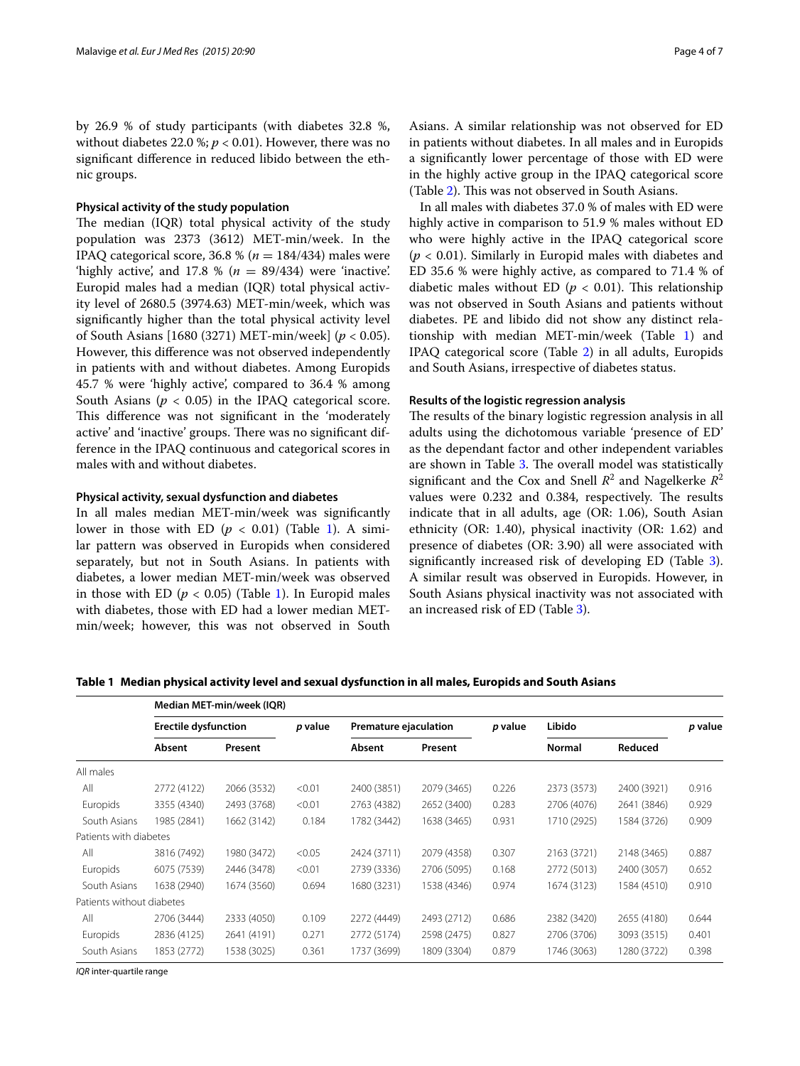by 26.9 % of study participants (with diabetes 32.8 %, without diabetes 22.0 %; $p < 0.01$). However, there was no significant difference in reduced libido between the ethnic groups.

### Physical activity of the study population

The median (IQR) total physical activity of the study population was 2373 (3612) MET-min/week. In the IPAQ categorical score, 36.8 % ($n = 184/434$) males were 'highly active', and 17.8 % ($n = 89/434$) were 'inactive'. Europid males had a median (IQR) total physical activity level of 2680.5 (3974.63) MET-min/week, which was significantly higher than the total physical activity level of South Asians [1680 (3271) MET-min/week] ($p < 0.05$). However, this difference was not observed independently in patients with and without diabetes. Among Europids 45.7 % were 'highly active', compared to 36.4 % among South Asians ($p < 0.05$) in the IPAQ categorical score. This difference was not significant in the 'moderately active' and 'inactive' groups. There was no significant difference in the IPAQ continuous and categorical scores in males with and without diabetes.

### Physical activity, sexual dysfunction and diabetes

In all males median MET-min/week was significantly lower in those with ED ($p < 0.01$) (Table 1). A similar pattern was observed in Europids when considered separately, but not in South Asians. In patients with diabetes, a lower median MET-min/week was observed in those with ED ($p < 0.05$) (Table 1). In Europid males with diabetes, those with ED had a lower median MET-min/week; however, this was not observed in South Asians. A similar relationship was not observed for ED in patients without diabetes. In all males and in Europids a significantly lower percentage of those with ED were in the highly active group in the IPAQ categorical score (Table 2). This was not observed in South Asians.

In all males with diabetes 37.0 % of males with ED were highly active in comparison to 51.9 % males without ED who were highly active in the IPAQ categorical score ($p < 0.01$). Similarly in Europid males with diabetes and ED 35.6 % were highly active, as compared to 71.4 % of diabetic males without ED ($p < 0.01$). This relationship was not observed in South Asians and patients without diabetes. PE and libido did not show any distinct relationship with median MET-min/week (Table 1) and IPAQ categorical score (Table 2) in all adults, Europids and South Asians, irrespective of diabetes status.

### Results of the logistic regression analysis

The results of the binary logistic regression analysis in all adults using the dichotomous variable 'presence of ED' as the dependant factor and other independent variables are shown in Table 3. The overall model was statistically significant and the Cox and Snell $R^2$ and Nagelkerke $R^2$ values were 0.232 and 0.384, respectively. The results indicate that in all adults, age (OR: 1.06), South Asian ethnicity (OR: 1.40), physical inactivity (OR: 1.62) and presence of diabetes (OR: 3.90) all were associated with significantly increased risk of developing ED (Table 3). A similar result was observed in Europids. However, in South Asians physical inactivity was not associated with an increased risk of ED (Table 3).

**Table 1 Median physical activity level and sexual dysfunction in all males, Europids and South Asians**

| | Median MET-min/week (IQR) | | | | | | | | |
|---|---|---|---|---|---|---|---|---|---|
| | Erectile dysfunction | | *p* value | Premature ejaculation | | *p* value | Libido | | *p* value |
| | Absent | Present | | Absent | Present | | Normal | Reduced | |
| All males | | | | | | | | | |
| All | 2772 (4122) | 2066 (3532) | <0.01 | 2400 (3851) | 2079 (3465) | 0.226 | 2373 (3573) | 2400 (3921) | 0.916 |
| Europids | 3355 (4340) | 2493 (3768) | <0.01 | 2763 (4382) | 2652 (3400) | 0.283 | 2706 (4076) | 2641 (3846) | 0.929 |
| South Asians | 1985 (2841) | 1662 (3142) | 0.184 | 1782 (3442) | 1638 (3465) | 0.931 | 1710 (2925) | 1584 (3726) | 0.909 |
| Patients with diabetes | | | | | | | | | |
| All | 3816 (7492) | 1980 (3472) | <0.05 | 2424 (3711) | 2079 (4358) | 0.307 | 2163 (3721) | 2148 (3465) | 0.887 |
| Europids | 6075 (7539) | 2446 (3478) | <0.01 | 2739 (3336) | 2706 (5095) | 0.168 | 2772 (5013) | 2400 (3057) | 0.652 |
| South Asians | 1638 (2940) | 1674 (3560) | 0.694 | 1680 (3231) | 1538 (4346) | 0.974 | 1674 (3123) | 1584 (4510) | 0.910 |
| Patients without diabetes | | | | | | | | | |
| All | 2706 (3444) | 2333 (4050) | 0.109 | 2272 (4449) | 2493 (2712) | 0.686 | 2382 (3420) | 2655 (4180) | 0.644 |
| Europids | 2836 (4125) | 2641 (4191) | 0.271 | 2772 (5174) | 2598 (2475) | 0.827 | 2706 (3706) | 3093 (3515) | 0.401 |
| South Asians | 1853 (2772) | 1538 (3025) | 0.361 | 1737 (3699) | 1809 (3304) | 0.879 | 1746 (3063) | 1280 (3722) | 0.398 |

*IQR* inter-quartile range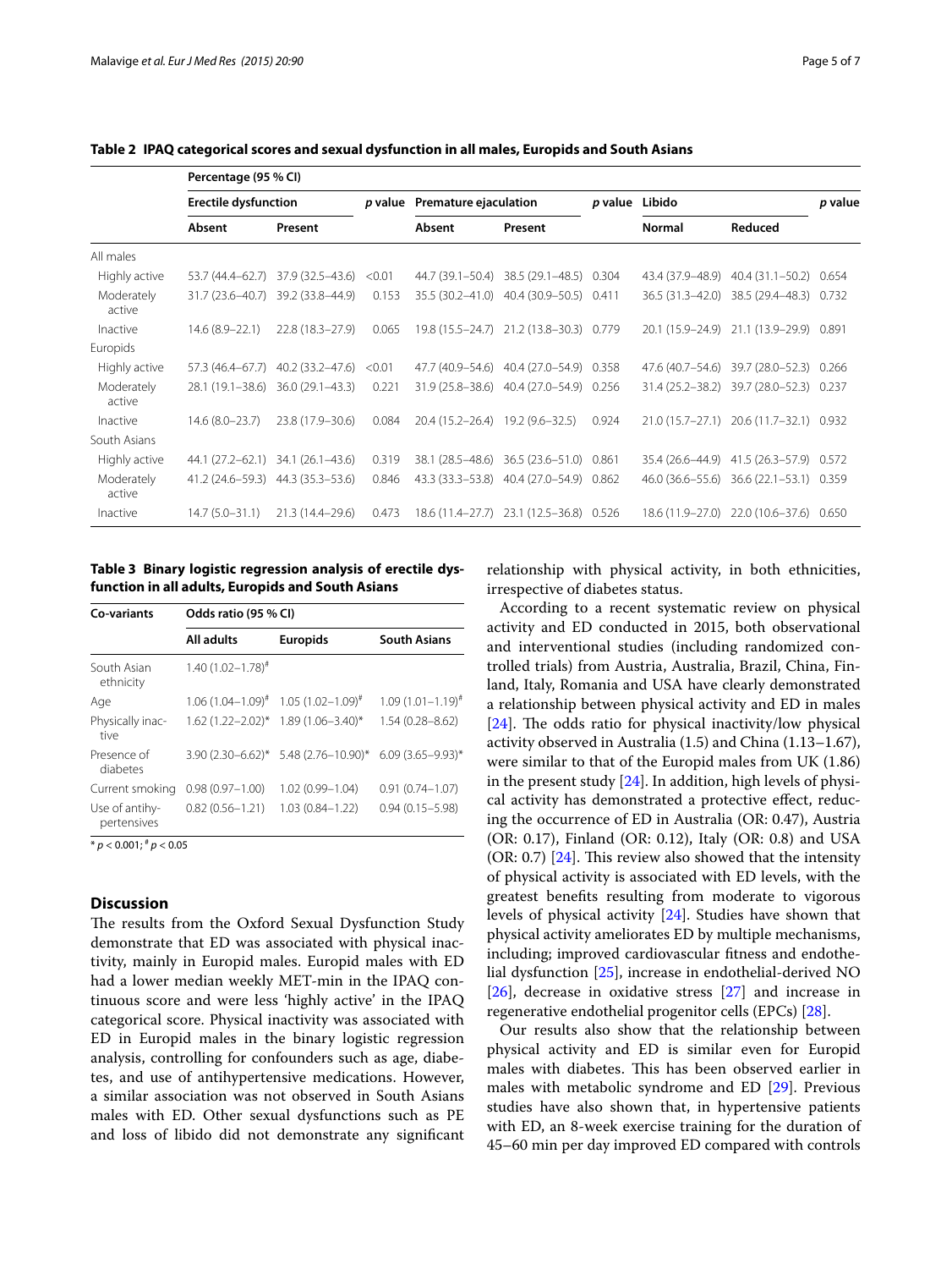**Table 2 IPAQ categorical scores and sexual dysfunction in all males, Europids and South Asians**

| | Percentage (95 % CI) | | | | | | | | |
|---|---|---|---|---|---|---|---|---|---|
| | Erectile dysfunction | | *p* value | Premature ejaculation | | *p* value | Libido | | *p* value |
| | Absent | Present | | Absent | Present | | Normal | Reduced | |
| All males | | | | | | | | | |
| Highly active | 53.7 (44.4–62.7) | 37.9 (32.5–43.6) | <0.01 | 44.7 (39.1–50.4) | 38.5 (29.1–48.5) | 0.304 | 43.4 (37.9–48.9) | 40.4 (31.1–50.2) | 0.654 |
| Moderately active | 31.7 (23.6–40.7) | 39.2 (33.8–44.9) | 0.153 | 35.5 (30.2–41.0) | 40.4 (30.9–50.5) | 0.411 | 36.5 (31.3–42.0) | 38.5 (29.4–48.3) | 0.732 |
| Inactive | 14.6 (8.9–22.1) | 22.8 (18.3–27.9) | 0.065 | 19.8 (15.5–24.7) | 21.2 (13.8–30.3) | 0.779 | 20.1 (15.9–24.9) | 21.1 (13.9–29.9) | 0.891 |
| Europids | | | | | | | | | |
| Highly active | 57.3 (46.4–67.7) | 40.2 (33.2–47.6) | <0.01 | 47.7 (40.9–54.6) | 40.4 (27.0–54.9) | 0.358 | 47.6 (40.7–54.6) | 39.7 (28.0–52.3) | 0.266 |
| Moderately active | 28.1 (19.1–38.6) | 36.0 (29.1–43.3) | 0.221 | 31.9 (25.8–38.6) | 40.4 (27.0–54.9) | 0.256 | 31.4 (25.2–38.2) | 39.7 (28.0–52.3) | 0.237 |
| Inactive | 14.6 (8.0–23.7) | 23.8 (17.9–30.6) | 0.084 | 20.4 (15.2–26.4) | 19.2 (9.6–32.5) | 0.924 | 21.0 (15.7–27.1) | 20.6 (11.7–32.1) | 0.932 |
| South Asians | | | | | | | | | |
| Highly active | 44.1 (27.2–62.1) | 34.1 (26.1–43.6) | 0.319 | 38.1 (28.5–48.6) | 36.5 (23.6–51.0) | 0.861 | 35.4 (26.6–44.9) | 41.5 (26.3–57.9) | 0.572 |
| Moderately active | 41.2 (24.6–59.3) | 44.3 (35.3–53.6) | 0.846 | 43.3 (33.3–53.8) | 40.4 (27.0–54.9) | 0.862 | 46.0 (36.6–55.6) | 36.6 (22.1–53.1) | 0.359 |
| Inactive | 14.7 (5.0–31.1) | 21.3 (14.4–29.6) | 0.473 | 18.6 (11.4–27.7) | 23.1 (12.5–36.8) | 0.526 | 18.6 (11.9–27.0) | 22.0 (10.6–37.6) | 0.650 |

**Table 3 Binary logistic regression analysis of erectile dysfunction in all adults, Europids and South Asians**

| Co-variants | Odds ratio (95 % CI) | | |
|---|---|---|---|
| | All adults | Europids | South Asians |
| South Asian ethnicity | 1.40 (1.02–1.78)# | | |
| Age | 1.06 (1.04–1.09)# | 1.05 (1.02–1.09)# | 1.09 (1.01–1.19)# |
| Physically inactive | 1.62 (1.22–2.02)* | 1.89 (1.06–3.40)* | 1.54 (0.28–8.62) |
| Presence of diabetes | 3.90 (2.30–6.62)* | 5.48 (2.76–10.90)* | 6.09 (3.65–9.93)* |
| Current smoking | 0.98 (0.97–1.00) | 1.02 (0.99–1.04) | 0.91 (0.74–1.07) |
| Use of antihypertensives | 0.82 (0.56–1.21) | 1.03 (0.84–1.22) | 0.94 (0.15–5.98) |

* $p < 0.001$; # $p < 0.05$

## Discussion

The results from the Oxford Sexual Dysfunction Study demonstrate that ED was associated with physical inactivity, mainly in Europid males. Europid males with ED had a lower median weekly MET-min in the IPAQ continuous score and were less 'highly active' in the IPAQ categorical score. Physical inactivity was associated with ED in Europid males in the binary logistic regression analysis, controlling for confounders such as age, diabetes, and use of antihypertensive medications. However, a similar association was not observed in South Asians males with ED. Other sexual dysfunctions such as PE and loss of libido did not demonstrate any significant relationship with physical activity, in both ethnicities, irrespective of diabetes status.

According to a recent systematic review on physical activity and ED conducted in 2015, both observational and interventional studies (including randomized controlled trials) from Austria, Australia, Brazil, China, Finland, Italy, Romania and USA have clearly demonstrated a relationship between physical activity and ED in males [24]. The odds ratio for physical inactivity/low physical activity observed in Australia (1.5) and China (1.13–1.67), were similar to that of the Europid males from UK (1.86) in the present study [24]. In addition, high levels of physical activity has demonstrated a protective effect, reducing the occurrence of ED in Australia (OR: 0.47), Austria (OR: 0.17), Finland (OR: 0.12), Italy (OR: 0.8) and USA (OR: 0.7) [24]. This review also showed that the intensity of physical activity is associated with ED levels, with the greatest benefits resulting from moderate to vigorous levels of physical activity [24]. Studies have shown that physical activity ameliorates ED by multiple mechanisms, including; improved cardiovascular fitness and endothelial dysfunction [25], increase in endothelial-derived NO [26], decrease in oxidative stress [27] and increase in regenerative endothelial progenitor cells (EPCs) [28].

Our results also show that the relationship between physical activity and ED is similar even for Europid males with diabetes. This has been observed earlier in males with metabolic syndrome and ED [29]. Previous studies have also shown that, in hypertensive patients with ED, an 8-week exercise training for the duration of 45–60 min per day improved ED compared with controls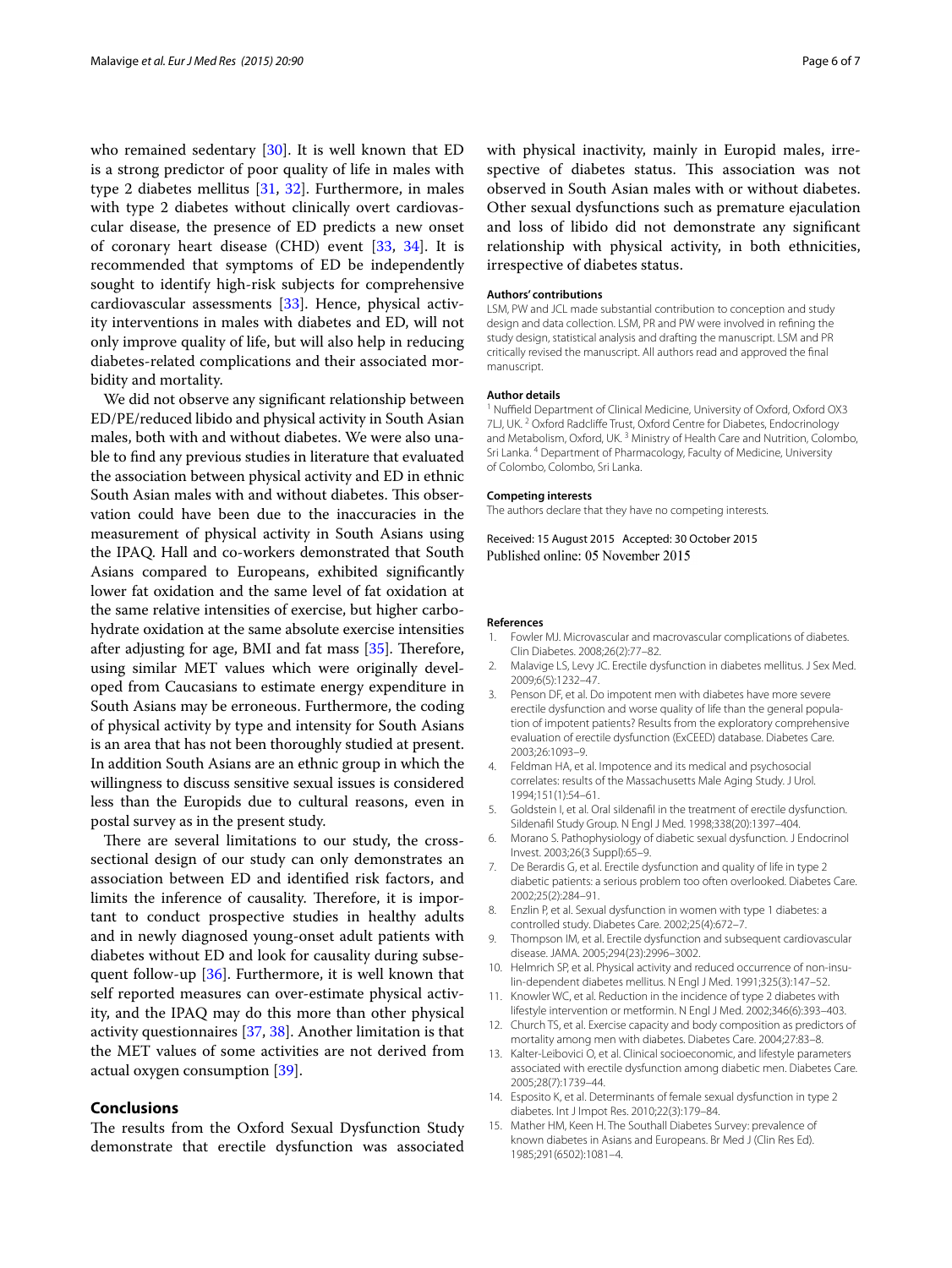who remained sedentary [30]. It is well known that ED is a strong predictor of poor quality of life in males with type 2 diabetes mellitus [31, 32]. Furthermore, in males with type 2 diabetes without clinically overt cardiovascular disease, the presence of ED predicts a new onset of coronary heart disease (CHD) event [33, 34]. It is recommended that symptoms of ED be independently sought to identify high-risk subjects for comprehensive cardiovascular assessments [33]. Hence, physical activity interventions in males with diabetes and ED, will not only improve quality of life, but will also help in reducing diabetes-related complications and their associated morbidity and mortality.

We did not observe any significant relationship between ED/PE/reduced libido and physical activity in South Asian males, both with and without diabetes. We were also unable to find any previous studies in literature that evaluated the association between physical activity and ED in ethnic South Asian males with and without diabetes. This observation could have been due to the inaccuracies in the measurement of physical activity in South Asians using the IPAQ. Hall and co-workers demonstrated that South Asians compared to Europeans, exhibited significantly lower fat oxidation and the same level of fat oxidation at the same relative intensities of exercise, but higher carbohydrate oxidation at the same absolute exercise intensities after adjusting for age, BMI and fat mass [35]. Therefore, using similar MET values which were originally developed from Caucasians to estimate energy expenditure in South Asians may be erroneous. Furthermore, the coding of physical activity by type and intensity for South Asians is an area that has not been thoroughly studied at present. In addition South Asians are an ethnic group in which the willingness to discuss sensitive sexual issues is considered less than the Europids due to cultural reasons, even in postal survey as in the present study.

There are several limitations to our study, the cross-sectional design of our study can only demonstrates an association between ED and identified risk factors, and limits the inference of causality. Therefore, it is important to conduct prospective studies in healthy adults and in newly diagnosed young-onset adult patients with diabetes without ED and look for causality during subsequent follow-up [36]. Furthermore, it is well known that self reported measures can over-estimate physical activity, and the IPAQ may do this more than other physical activity questionnaires [37, 38]. Another limitation is that the MET values of some activities are not derived from actual oxygen consumption [39].

## Conclusions

The results from the Oxford Sexual Dysfunction Study demonstrate that erectile dysfunction was associated with physical inactivity, mainly in Europid males, irrespective of diabetes status. This association was not observed in South Asian males with or without diabetes. Other sexual dysfunctions such as premature ejaculation and loss of libido did not demonstrate any significant relationship with physical activity, in both ethnicities, irrespective of diabetes status.

**Authors' contributions**

LSM, PW and JCL made substantial contribution to conception and study design and data collection. LSM, PR and PW were involved in refining the study design, statistical analysis and drafting the manuscript. LSM and PR critically revised the manuscript. All authors read and approved the final manuscript.

**Author details**

[1] Nuffield Department of Clinical Medicine, University of Oxford, Oxford OX3 7LJ, UK. [2] Oxford Radcliffe Trust, Oxford Centre for Diabetes, Endocrinology and Metabolism, Oxford, UK. [3] Ministry of Health Care and Nutrition, Colombo, Sri Lanka. [4] Department of Pharmacology, Faculty of Medicine, University of Colombo, Colombo, Sri Lanka.

**Competing interests**

The authors declare that they have no competing interests.

Received: 15 August 2015 Accepted: 30 October 2015
Published online: 05 November 2015

**References**

1. Fowler MJ. Microvascular and macrovascular complications of diabetes. Clin Diabetes. 2008;26(2):77–82.
2. Malavige LS, Levy JC. Erectile dysfunction in diabetes mellitus. J Sex Med. 2009;6(5):1232–47.
3. Penson DF, et al. Do impotent men with diabetes have more severe erectile dysfunction and worse quality of life than the general population of impotent patients? Results from the exploratory comprehensive evaluation of erectile dysfunction (ExCEED) database. Diabetes Care. 2003;26:1093–9.
4. Feldman HA, et al. Impotence and its medical and psychosocial correlates: results of the Massachusetts Male Aging Study. J Urol. 1994;151(1):54–61.
5. Goldstein I, et al. Oral sildenafil in the treatment of erectile dysfunction. Sildenafil Study Group. N Engl J Med. 1998;338(20):1397–404.
6. Morano S. Pathophysiology of diabetic sexual dysfunction. J Endocrinol Invest. 2003;26(3 Suppl):65–9.
7. De Berardis G, et al. Erectile dysfunction and quality of life in type 2 diabetic patients: a serious problem too often overlooked. Diabetes Care. 2002;25(2):284–91.
8. Enzlin P, et al. Sexual dysfunction in women with type 1 diabetes: a controlled study. Diabetes Care. 2002;25(4):672–7.
9. Thompson IM, et al. Erectile dysfunction and subsequent cardiovascular disease. JAMA. 2005;294(23):2996–3002.
10. Helmrich SP, et al. Physical activity and reduced occurrence of non-insulin-dependent diabetes mellitus. N Engl J Med. 1991;325(3):147–52.
11. Knowler WC, et al. Reduction in the incidence of type 2 diabetes with lifestyle intervention or metformin. N Engl J Med. 2002;346(6):393–403.
12. Church TS, et al. Exercise capacity and body composition as predictors of mortality among men with diabetes. Diabetes Care. 2004;27:83–8.
13. Kalter-Leibovici O, et al. Clinical socioeconomic, and lifestyle parameters associated with erectile dysfunction among diabetic men. Diabetes Care. 2005;28(7):1739–44.
14. Esposito K, et al. Determinants of female sexual dysfunction in type 2 diabetes. Int J Impot Res. 2010;22(3):179–84.
15. Mather HM, Keen H. The Southall Diabetes Survey: prevalence of known diabetes in Asians and Europeans. Br Med J (Clin Res Ed). 1985;291(6502):1081–4.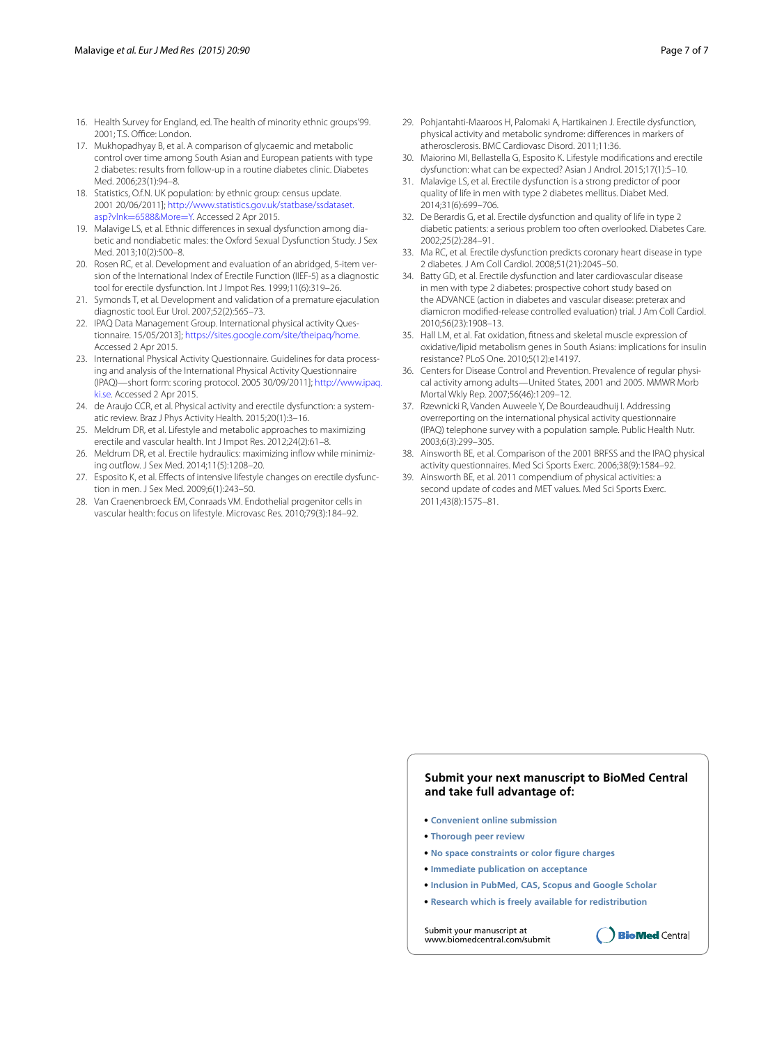16. Health Survey for England, ed. The health of minority ethnic groups'99. 2001; T.S. Office: London.
17. Mukhopadhyay B, et al. A comparison of glycaemic and metabolic control over time among South Asian and European patients with type 2 diabetes: results from follow-up in a routine diabetes clinic. Diabetes Med. 2006;23(1):94–8.
18. Statistics, O.f.N. UK population: by ethnic group: census update. 2001 20/06/2011]; http://www.statistics.gov.uk/statbase/ssdataset.asp?vlnk=6588&More=Y. Accessed 2 Apr 2015.
19. Malavige LS, et al. Ethnic differences in sexual dysfunction among diabetic and nondiabetic males: the Oxford Sexual Dysfunction Study. J Sex Med. 2013;10(2):500–8.
20. Rosen RC, et al. Development and evaluation of an abridged, 5-item version of the International Index of Erectile Function (IIEF-5) as a diagnostic tool for erectile dysfunction. Int J Impot Res. 1999;11(6):319–26.
21. Symonds T, et al. Development and validation of a premature ejaculation diagnostic tool. Eur Urol. 2007;52(2):565–73.
22. IPAQ Data Management Group. International physical activity Questionnaire. 15/05/2013]; https://sites.google.com/site/theipaq/home. Accessed 2 Apr 2015.
23. International Physical Activity Questionnaire. Guidelines for data processing and analysis of the International Physical Activity Questionnaire (IPAQ)—short form: scoring protocol. 2005 30/09/2011]; http://www.ipaq.ki.se. Accessed 2 Apr 2015.
24. de Araujo CCR, et al. Physical activity and erectile dysfunction: a systematic review. Braz J Phys Activity Health. 2015;20(1):3–16.
25. Meldrum DR, et al. Lifestyle and metabolic approaches to maximizing erectile and vascular health. Int J Impot Res. 2012;24(2):61–8.
26. Meldrum DR, et al. Erectile hydraulics: maximizing inflow while minimizing outflow. J Sex Med. 2014;11(5):1208–20.
27. Esposito K, et al. Effects of intensive lifestyle changes on erectile dysfunction in men. J Sex Med. 2009;6(1):243–50.
28. Van Craenenbroeck EM, Conraads VM. Endothelial progenitor cells in vascular health: focus on lifestyle. Microvasc Res. 2010;79(3):184–92.
29. Pohjantahti-Maaroos H, Palomaki A, Hartikainen J. Erectile dysfunction, physical activity and metabolic syndrome: differences in markers of atherosclerosis. BMC Cardiovasc Disord. 2011;11:36.
30. Maiorino MI, Bellastella G, Esposito K. Lifestyle modifications and erectile dysfunction: what can be expected? Asian J Androl. 2015;17(1):5–10.
31. Malavige LS, et al. Erectile dysfunction is a strong predictor of poor quality of life in men with type 2 diabetes mellitus. Diabet Med. 2014;31(6):699–706.
32. De Berardis G, et al. Erectile dysfunction and quality of life in type 2 diabetic patients: a serious problem too often overlooked. Diabetes Care. 2002;25(2):284–91.
33. Ma RC, et al. Erectile dysfunction predicts coronary heart disease in type 2 diabetes. J Am Coll Cardiol. 2008;51(21):2045–50.
34. Batty GD, et al. Erectile dysfunction and later cardiovascular disease in men with type 2 diabetes: prospective cohort study based on the ADVANCE (action in diabetes and vascular disease: preterax and diamicron modified-release controlled evaluation) trial. J Am Coll Cardiol. 2010;56(23):1908–13.
35. Hall LM, et al. Fat oxidation, fitness and skeletal muscle expression of oxidative/lipid metabolism genes in South Asians: implications for insulin resistance? PLoS One. 2010;5(12):e14197.
36. Centers for Disease Control and Prevention. Prevalence of regular physical activity among adults—United States, 2001 and 2005. MMWR Morb Mortal Wkly Rep. 2007;56(46):1209–12.
37. Rzewnicki R, Vanden Auweele Y, De Bourdeaudhuij I. Addressing overreporting on the international physical activity questionnaire (IPAQ) telephone survey with a population sample. Public Health Nutr. 2003;6(3):299–305.
38. Ainsworth BE, et al. Comparison of the 2001 BRFSS and the IPAQ physical activity questionnaires. Med Sci Sports Exerc. 2006;38(9):1584–92.
39. Ainsworth BE, et al. 2011 compendium of physical activities: a second update of codes and MET values. Med Sci Sports Exerc. 2011;43(8):1575–81.

**Submit your next manuscript to BioMed Central and take full advantage of:**

- **Convenient online submission**
- **Thorough peer review**
- **No space constraints or color figure charges**
- **Immediate publication on acceptance**
- **Inclusion in PubMed, CAS, Scopus and Google Scholar**
- **Research which is freely available for redistribution**

Submit your manuscript at
www.biomedcentral.com/submit

BioMed Central